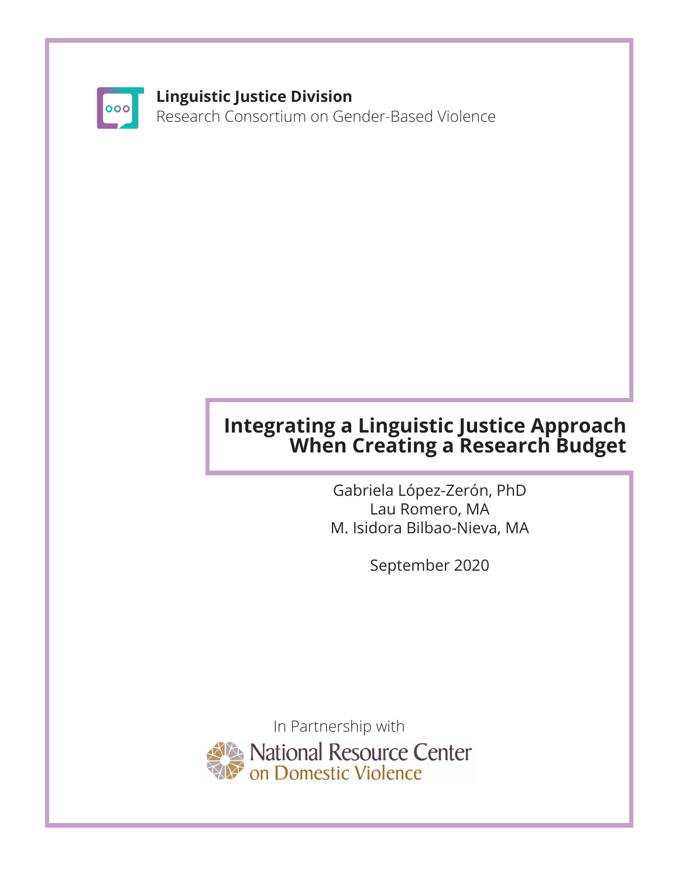**Linguistic Justice Division**
Research Consortium on Gender-Based Violence

# Integrating a Linguistic Justice Approach When Creating a Research Budget

Gabriela López-Zerón, PhD
Lau Romero, MA
M. Isidora Bilbao-Nieva, MA

September 2020

In Partnership with
National Resource Center on Domestic Violence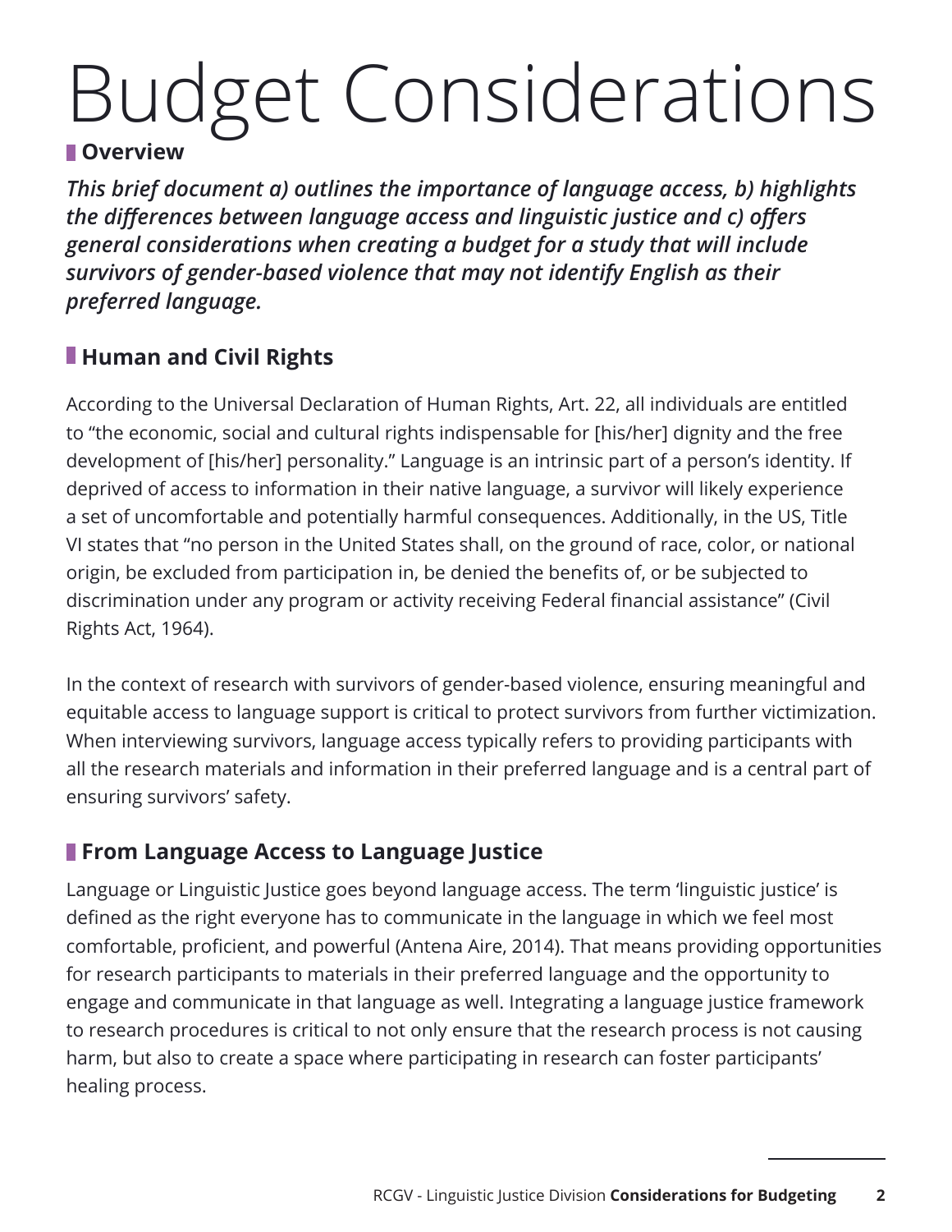# Budget Considerations

## Overview

***This brief document a) outlines the importance of language access, b) highlights the differences between language access and linguistic justice and c) offers general considerations when creating a budget for a study that will include survivors of gender-based violence that may not identify English as their preferred language.***

## Human and Civil Rights

According to the Universal Declaration of Human Rights, Art. 22, all individuals are entitled to “the economic, social and cultural rights indispensable for [his/her] dignity and the free development of [his/her] personality.” Language is an intrinsic part of a person’s identity. If deprived of access to information in their native language, a survivor will likely experience a set of uncomfortable and potentially harmful consequences. Additionally, in the US, Title VI states that “no person in the United States shall, on the ground of race, color, or national origin, be excluded from participation in, be denied the benefits of, or be subjected to discrimination under any program or activity receiving Federal financial assistance” (Civil Rights Act, 1964).

In the context of research with survivors of gender-based violence, ensuring meaningful and equitable access to language support is critical to protect survivors from further victimization. When interviewing survivors, language access typically refers to providing participants with all the research materials and information in their preferred language and is a central part of ensuring survivors’ safety.

## From Language Access to Language Justice

Language or Linguistic Justice goes beyond language access. The term ‘linguistic justice’ is defined as the right everyone has to communicate in the language in which we feel most comfortable, proficient, and powerful (Antena Aire, 2014). That means providing opportunities for research participants to materials in their preferred language and the opportunity to engage and communicate in that language as well. Integrating a language justice framework to research procedures is critical to not only ensure that the research process is not causing harm, but also to create a space where participating in research can foster participants’ healing process.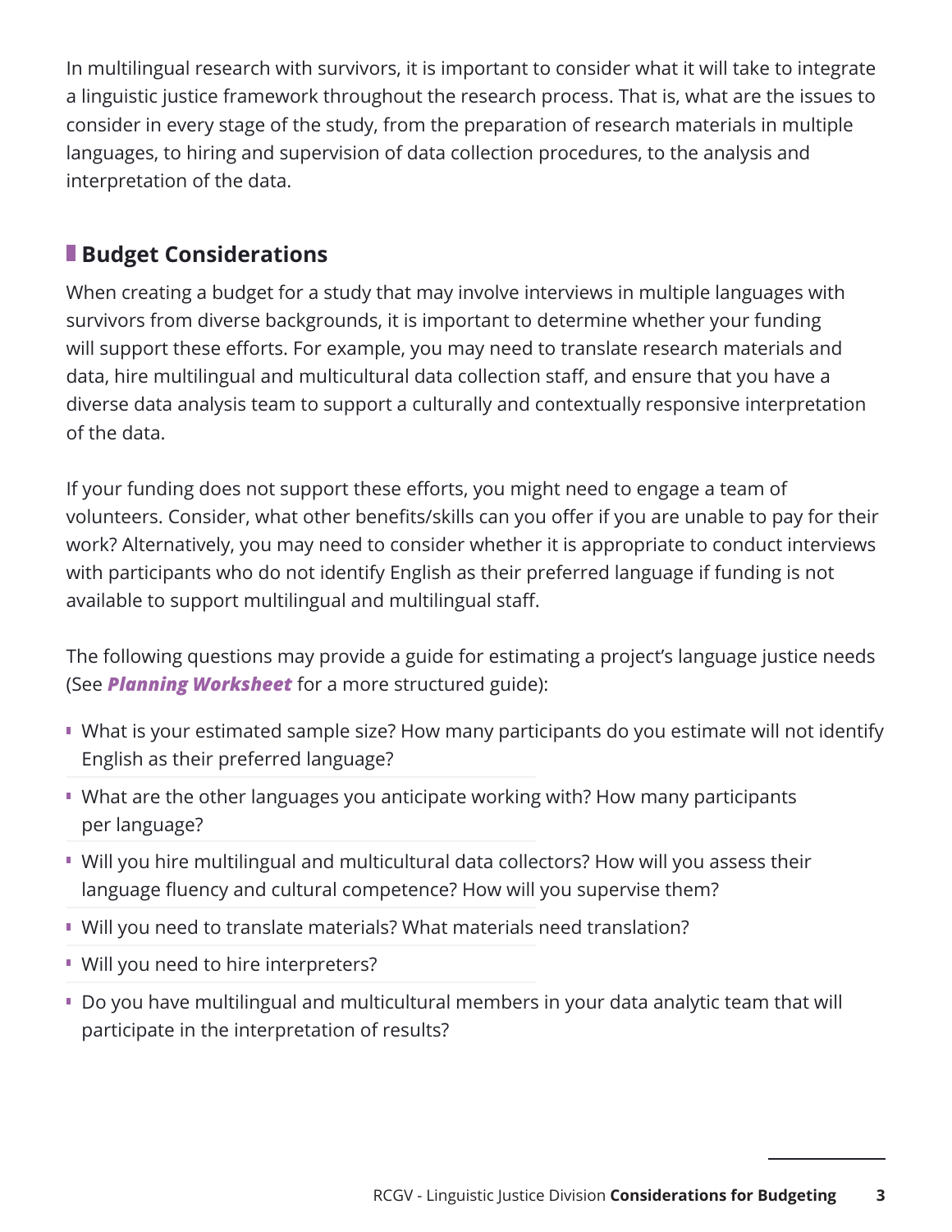In multilingual research with survivors, it is important to consider what it will take to integrate a linguistic justice framework throughout the research process. That is, what are the issues to consider in every stage of the study, from the preparation of research materials in multiple languages, to hiring and supervision of data collection procedures, to the analysis and interpretation of the data.

## Budget Considerations

When creating a budget for a study that may involve interviews in multiple languages with survivors from diverse backgrounds, it is important to determine whether your funding will support these efforts. For example, you may need to translate research materials and data, hire multilingual and multicultural data collection staff, and ensure that you have a diverse data analysis team to support a culturally and contextually responsive interpretation of the data.

If your funding does not support these efforts, you might need to engage a team of volunteers. Consider, what other benefits/skills can you offer if you are unable to pay for their work? Alternatively, you may need to consider whether it is appropriate to conduct interviews with participants who do not identify English as their preferred language if funding is not available to support multilingual and multilingual staff.

The following questions may provide a guide for estimating a project's language justice needs (See ***Planning Worksheet*** for a more structured guide):

- What is your estimated sample size? How many participants do you estimate will not identify English as their preferred language?
- What are the other languages you anticipate working with? How many participants per language?
- Will you hire multilingual and multicultural data collectors? How will you assess their language fluency and cultural competence? How will you supervise them?
- Will you need to translate materials? What materials need translation?
- Will you need to hire interpreters?
- Do you have multilingual and multicultural members in your data analytic team that will participate in the interpretation of results?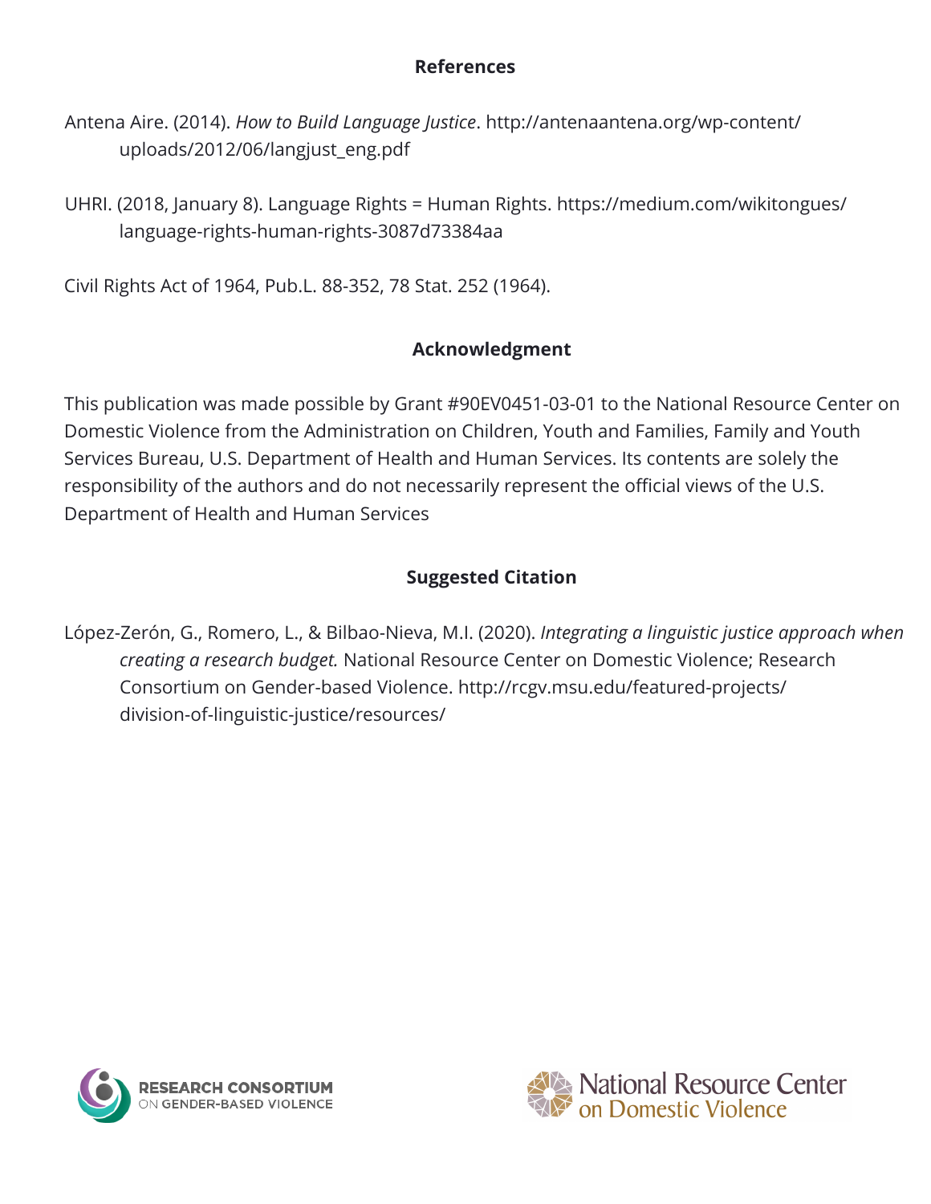## References

Antena Aire. (2014). *How to Build Language Justice*. http://antenaantena.org/wp-content/uploads/2012/06/langjust_eng.pdf

UHRI. (2018, January 8). Language Rights = Human Rights. https://medium.com/wikitongues/language-rights-human-rights-3087d73384aa

Civil Rights Act of 1964, Pub.L. 88-352, 78 Stat. 252 (1964).

## Acknowledgment

This publication was made possible by Grant #90EV0451-03-01 to the National Resource Center on Domestic Violence from the Administration on Children, Youth and Families, Family and Youth Services Bureau, U.S. Department of Health and Human Services. Its contents are solely the responsibility of the authors and do not necessarily represent the official views of the U.S. Department of Health and Human Services

## Suggested Citation

López-Zerón, G., Romero, L., & Bilbao-Nieva, M.I. (2020). *Integrating a linguistic justice approach when creating a research budget.* National Resource Center on Domestic Violence; Research Consortium on Gender-based Violence. http://rcgv.msu.edu/featured-projects/division-of-linguistic-justice/resources/

RESEARCH CONSORTIUM ON GENDER-BASED VIOLENCE

National Resource Center on Domestic Violence